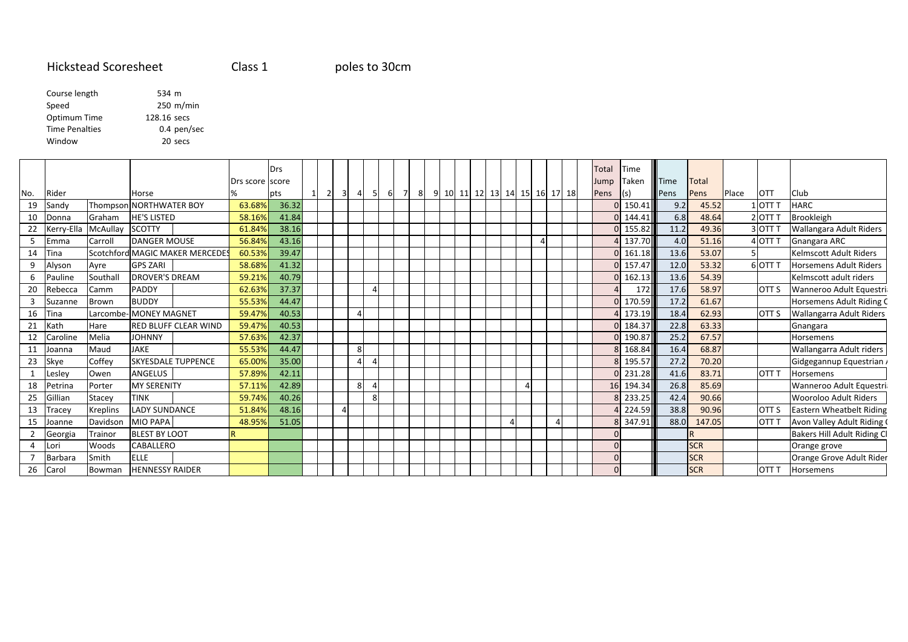# Hickstead Scoresheet

Class 1

poles to 30cm

| | | |
|---|---|---|
| Course length | 534 | m |
| Speed | 250 | m/min |
| Optimum Time | 128.16 | secs |
| Time Penalties | 0.4 | pen/sec |
| Window | 20 | secs |

| No. | Rider | | Horse | Drs score % | Drs score pts | 1 | 2 | 3 | 4 | 5 | 6 | 7 | 8 | 9 | 10 | 11 | 12 | 13 | 14 | 15 | 16 | 17 | 18 | Total Jump Pens | Time Taken (s) | Time Pens | Total Pens | Place | OTT | Club |
|---|---|---|---|---|---|---|---|---|---|---|---|---|---|---|---|---|---|---|---|---|---|---|---|---|---|---|---|---|---|---|
| 19 | Sandy | Thompson | NORTHWATER BOY | 63.68% | 36.32 | | | | | | | | | | | | | | | | | | | 0 | 150.41 | 9.2 | 45.52 | 1 | OTT T | HARC |
| 10 | Donna | Graham | HE'S LISTED | 58.16% | 41.84 | | | | | | | | | | | | | | | | | | | 0 | 144.41 | 6.8 | 48.64 | 2 | OTT T | Brookleigh |
| 22 | Kerry-Ella | McAullay | SCOTTY | 61.84% | 38.16 | | | | | | | | | | | | | | | | | | | 0 | 155.82 | 11.2 | 49.36 | 3 | OTT T | Wallangara Adult Riders |
| 5 | Emma | Carroll | DANGER MOUSE | 56.84% | 43.16 | | | | | | | | | | | | | | | | 4 | | | 4 | 137.70 | 4.0 | 51.16 | 4 | OTT T | Gnangara ARC |
| 14 | Tina | Scotchford | MAGIC MAKER MERCEDES | 60.53% | 39.47 | | | | | | | | | | | | | | | | | | | 0 | 161.18 | 13.6 | 53.07 | 5 | | Kelmscott Adult Riders |
| 9 | Alyson | Ayre | GPS ZARI | 58.68% | 41.32 | | | | | | | | | | | | | | | | | | | 0 | 157.47 | 12.0 | 53.32 | 6 | OTT T | Horsemens Adult Riders |
| 6 | Pauline | Southall | DROVER'S DREAM | 59.21% | 40.79 | | | | | | | | | | | | | | | | | | | 0 | 162.13 | 13.6 | 54.39 | | | Kelmscott adult riders |
| 20 | Rebecca | Camm | PADDY | 62.63% | 37.37 | | | | | 4 | | | | | | | | | | | | | | 4 | 172 | 17.6 | 58.97 | | OTT S | Wanneroo Adult Equestri |
| 3 | Suzanne | Brown | BUDDY | 55.53% | 44.47 | | | | | | | | | | | | | | | | | | | 0 | 170.59 | 17.2 | 61.67 | | | Horsemens Adult Riding C |
| 16 | Tina | Larcombe- | MONEY MAGNET | 59.47% | 40.53 | | | | 4 | | | | | | | | | | | | | | | 4 | 173.19 | 18.4 | 62.93 | | OTT S | Wallangarra Adult Riders |
| 21 | Kath | Hare | RED BLUFF CLEAR WIND | 59.47% | 40.53 | | | | | | | | | | | | | | | | | | | 0 | 184.37 | 22.8 | 63.33 | | | Gnangara |
| 12 | Caroline | Melia | JOHNNY | 57.63% | 42.37 | | | | | | | | | | | | | | | | | | | 0 | 190.87 | 25.2 | 67.57 | | | Horsemens |
| 11 | Joanna | Maud | JAKE | 55.53% | 44.47 | | | | 8 | | | | | | | | | | | | | | | 8 | 168.84 | 16.4 | 68.87 | | | Wallangarra Adult riders |
| 23 | Skye | Coffey | SKYESDALE TUPPENCE | 65.00% | 35.00 | | | | 4 | 4 | | | | | | | | | | | | | | 8 | 195.57 | 27.2 | 70.20 | | | Gidgegannup Equestrian |
| 1 | Lesley | Owen | ANGELUS | 57.89% | 42.11 | | | | | | | | | | | | | | | | | | | 0 | 231.28 | 41.6 | 83.71 | | OTT T | Horsemens |
| 18 | Petrina | Porter | MY SERENITY | 57.11% | 42.89 | | | | 8 | 4 | | | | | | | | | | 4 | | | | 16 | 194.34 | 26.8 | 85.69 | | | Wanneroo Adult Equestri |
| 25 | Gillian | Stacey | TINK | 59.74% | 40.26 | | | | | 8 | | | | | | | | | | | | | | 8 | 233.25 | 42.4 | 90.66 | | | Wooroloo Adult Riders |
| 13 | Tracey | Kreplins | LADY SUNDANCE | 51.84% | 48.16 | | | 4 | | | | | | | | | | | | | | | | 4 | 224.59 | 38.8 | 90.96 | | OTT S | Eastern Wheatbelt Riding |
| 15 | Joanne | Davidson | MIO PAPA | 48.95% | 51.05 | | | | | | | | | | | | | | 4 | | | 4 | | 8 | 347.91 | 88.0 | 147.05 | | OTT T | Avon Valley Adult Riding |
| 2 | Georgia | Trainor | BLEST BY LOOT | R | | | | | | | | | | | | | | | | | | | | 0 | | | R | | | Bakers Hill Adult Riding Cl |
| 4 | Lori | Woods | CABALLERO | | | | | | | | | | | | | | | | | | | | | 0 | | | SCR | | | Orange grove |
| 7 | Barbara | Smith | ELLE | | | | | | | | | | | | | | | | | | | | | 0 | | | SCR | | | Orange Grove Adult Rider |
| 26 | Carol | Bowman | HENNESSY RAIDER | | | | | | | | | | | | | | | | | | | | | 0 | | | SCR | | OTT T | Horsemens |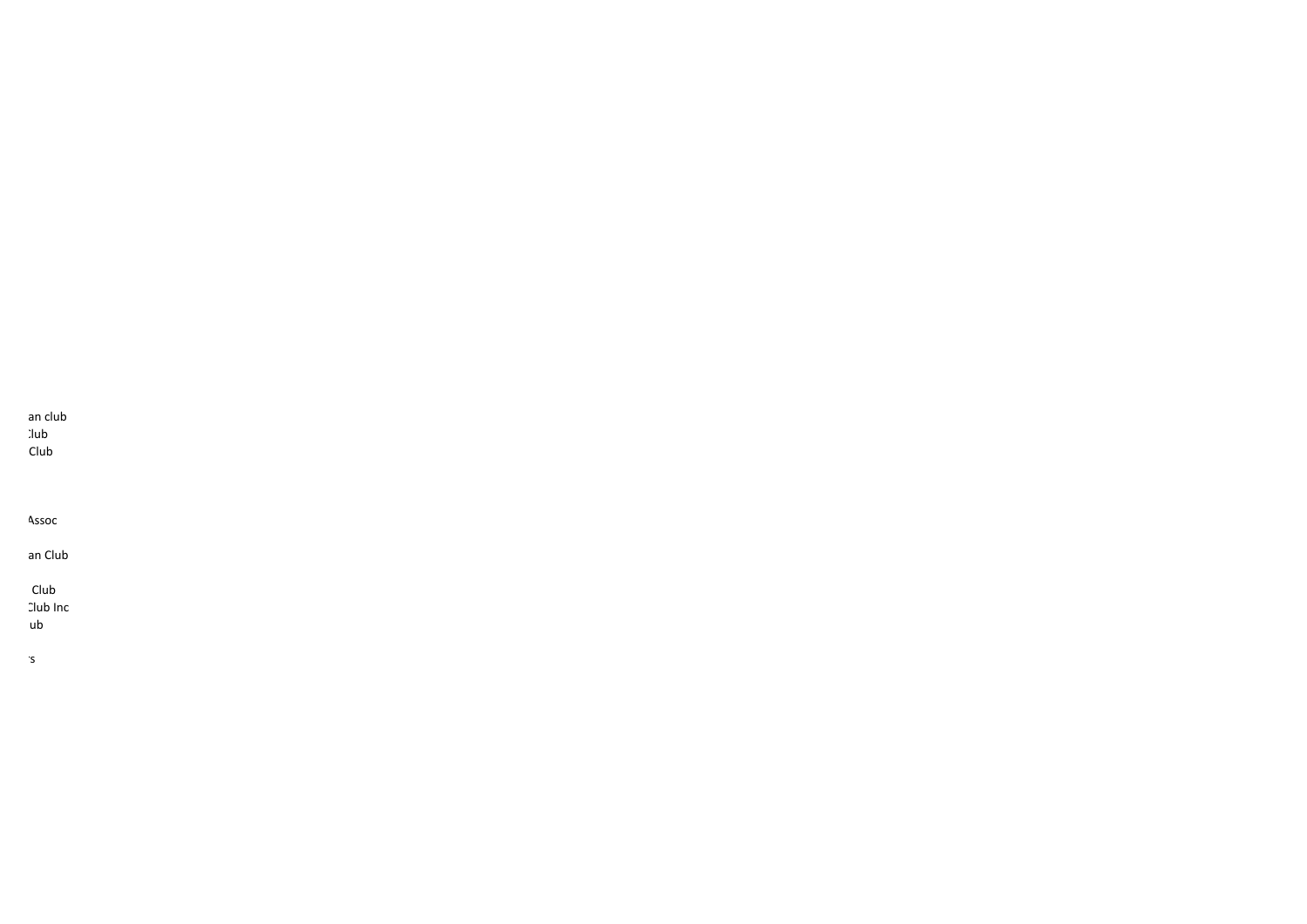an club
:lub
Club

Assoc

an Club

Club
:lub Inc
ub

:s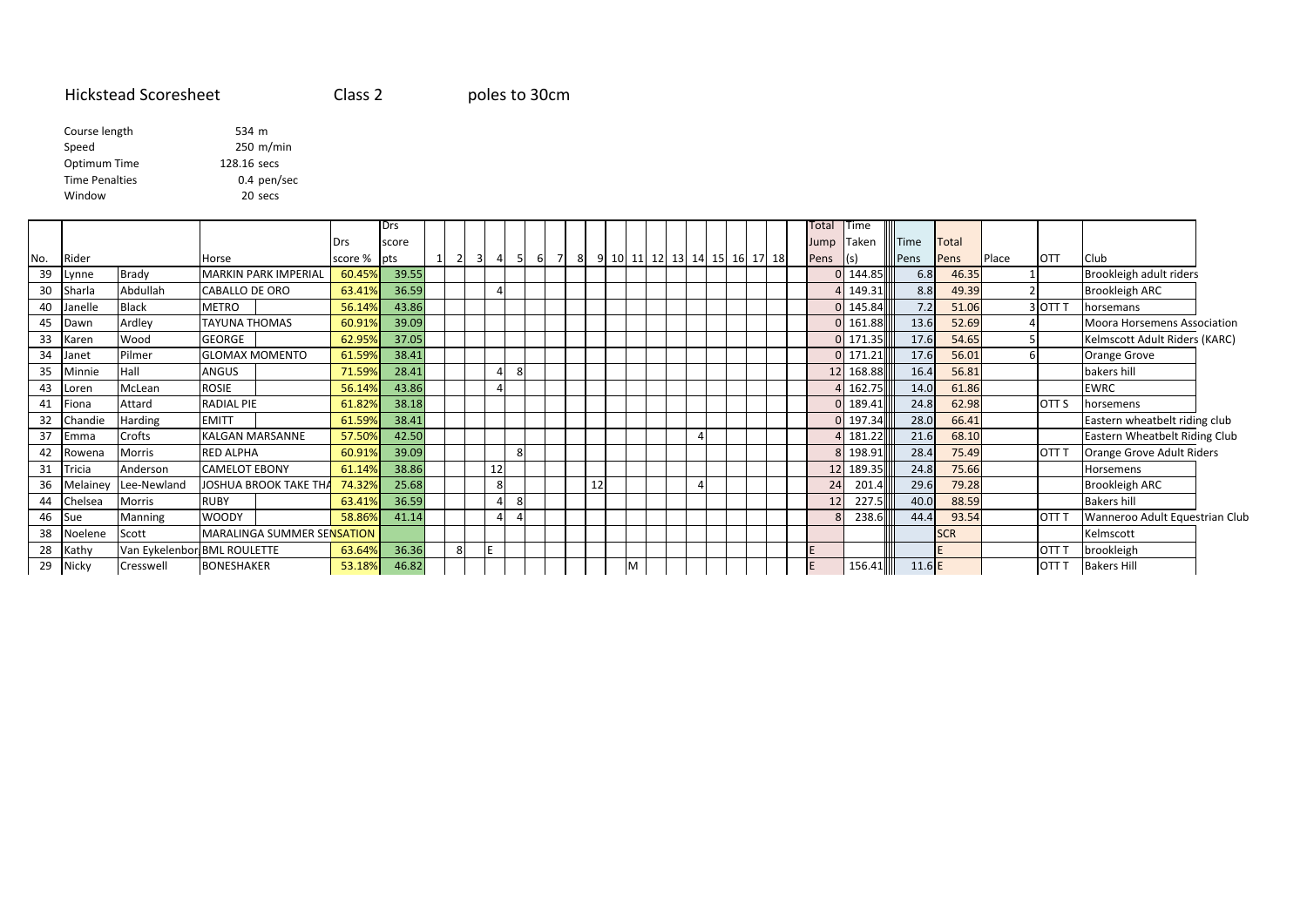Hickstead Scoresheet　　Class 2　　poles to 30cm

| | |
|---|---|
| Course length | 534 m |
| Speed | 250 m/min |
| Optimum Time | 128.16 secs |
| Time Penalties | 0.4 pen/sec |
| Window | 20 secs |

| No. | Rider | | Horse | Drs score % | Drs score pts | 1 | 2 | 3 | 4 | 5 | 6 | 7 | 8 | 9 | 10 | 11 | 12 | 13 | 14 | 15 | 16 | 17 | 18 | Total Jump Pens | Time Taken (s) | Time Pens | Total Pens | Place | OTT | Club |
|---|---|---|---|---|---|---|---|---|---|---|---|---|---|---|---|---|---|---|---|---|---|---|---|---|---|---|---|---|---|---|
| 39 | Lynne | Brady | MARKIN PARK IMPERIAL | 60.45% | 39.55 | | | | | | | | | | | | | | | | | | | 0 | 144.85 | 6.8 | 46.35 | 1 | | Brookleigh adult riders |
| 30 | Sharla | Abdullah | CABALLO DE ORO | 63.41% | 36.59 | | | | 4 | | | | | | | | | | | | | | | 4 | 149.31 | 8.8 | 49.39 | 2 | | Brookleigh ARC |
| 40 | Janelle | Black | METRO | 56.14% | 43.86 | | | | | | | | | | | | | | | | | | | 0 | 145.84 | 7.2 | 51.06 | 3 | OTT T | horsemans |
| 45 | Dawn | Ardley | TAYUNA THOMAS | 60.91% | 39.09 | | | | | | | | | | | | | | | | | | | 0 | 161.88 | 13.6 | 52.69 | 4 | | Moora Horsemens Association |
| 33 | Karen | Wood | GEORGE | 62.95% | 37.05 | | | | | | | | | | | | | | | | | | | 0 | 171.35 | 17.6 | 54.65 | 5 | | Kelmscott Adult Riders (KARC) |
| 34 | Janet | Pilmer | GLOMAX MOMENTO | 61.59% | 38.41 | | | | | | | | | | | | | | | | | | | 0 | 171.21 | 17.6 | 56.01 | 6 | | Orange Grove |
| 35 | Minnie | Hall | ANGUS | 71.59% | 28.41 | | | | 4 | 8 | | | | | | | | | | | | | | 12 | 168.88 | 16.4 | 56.81 | | | bakers hill |
| 43 | Loren | McLean | ROSIE | 56.14% | 43.86 | | | | 4 | | | | | | | | | | | | | | | 4 | 162.75 | 14.0 | 61.86 | | | EWRC |
| 41 | Fiona | Attard | RADIAL PIE | 61.82% | 38.18 | | | | | | | | | | | | | | | | | | | 0 | 189.41 | 24.8 | 62.98 | | OTT S | horsemens |
| 32 | Chandie | Harding | EMITT | 61.59% | 38.41 | | | | | | | | | | | | | | | | | | | 0 | 197.34 | 28.0 | 66.41 | | | Eastern wheatbelt riding club |
| 37 | Emma | Crofts | KALGAN MARSANNE | 57.50% | 42.50 | | | | | | | | | | | | | | 4 | | | | | 4 | 181.22 | 21.6 | 68.10 | | | Eastern Wheatbelt Riding Club |
| 42 | Rowena | Morris | RED ALPHA | 60.91% | 39.09 | | | | | 8 | | | | | | | | | | | | | | 8 | 198.91 | 28.4 | 75.49 | | OTT T | Orange Grove Adult Riders |
| 31 | Tricia | Anderson | CAMELOT EBONY | 61.14% | 38.86 | | | | 12 | | | | | | | | | | | | | | | 12 | 189.35 | 24.8 | 75.66 | | | Horsemens |
| 36 | Melainey | Lee-Newland | JOSHUA BROOK TAKE THA | 74.32% | 25.68 | | | | 8 | | | | | 12 | | | | | 4 | | | | | 24 | 201.4 | 29.6 | 79.28 | | | Brookleigh ARC |
| 44 | Chelsea | Morris | RUBY | 63.41% | 36.59 | | | | 4 | 8 | | | | | | | | | | | | | | 12 | 227.5 | 40.0 | 88.59 | | | Bakers hill |
| 46 | Sue | Manning | WOODY | 58.86% | 41.14 | | | | 4 | 4 | | | | | | | | | | | | | | 8 | 238.6 | 44.4 | 93.54 | | OTT T | Wanneroo Adult Equestrian Club |
| 38 | Noelene | Scott | MARALINGA SUMMER SENSATION | | | | | | | | | | | | | | | | | | | | | | | | SCR | | | Kelmscott |
| 28 | Kathy | Van Eykelenbor | BML ROULETTE | 63.64% | 36.36 | | 8 | | E | | | | | | | | | | | | | | | E | | | E | | OTT T | brookleigh |
| 29 | Nicky | Cresswell | BONESHAKER | 53.18% | 46.82 | | | | | | | | | | | M | | | | | | | | E | 156.41 | 11.6 | E | | OTT T | Bakers Hill |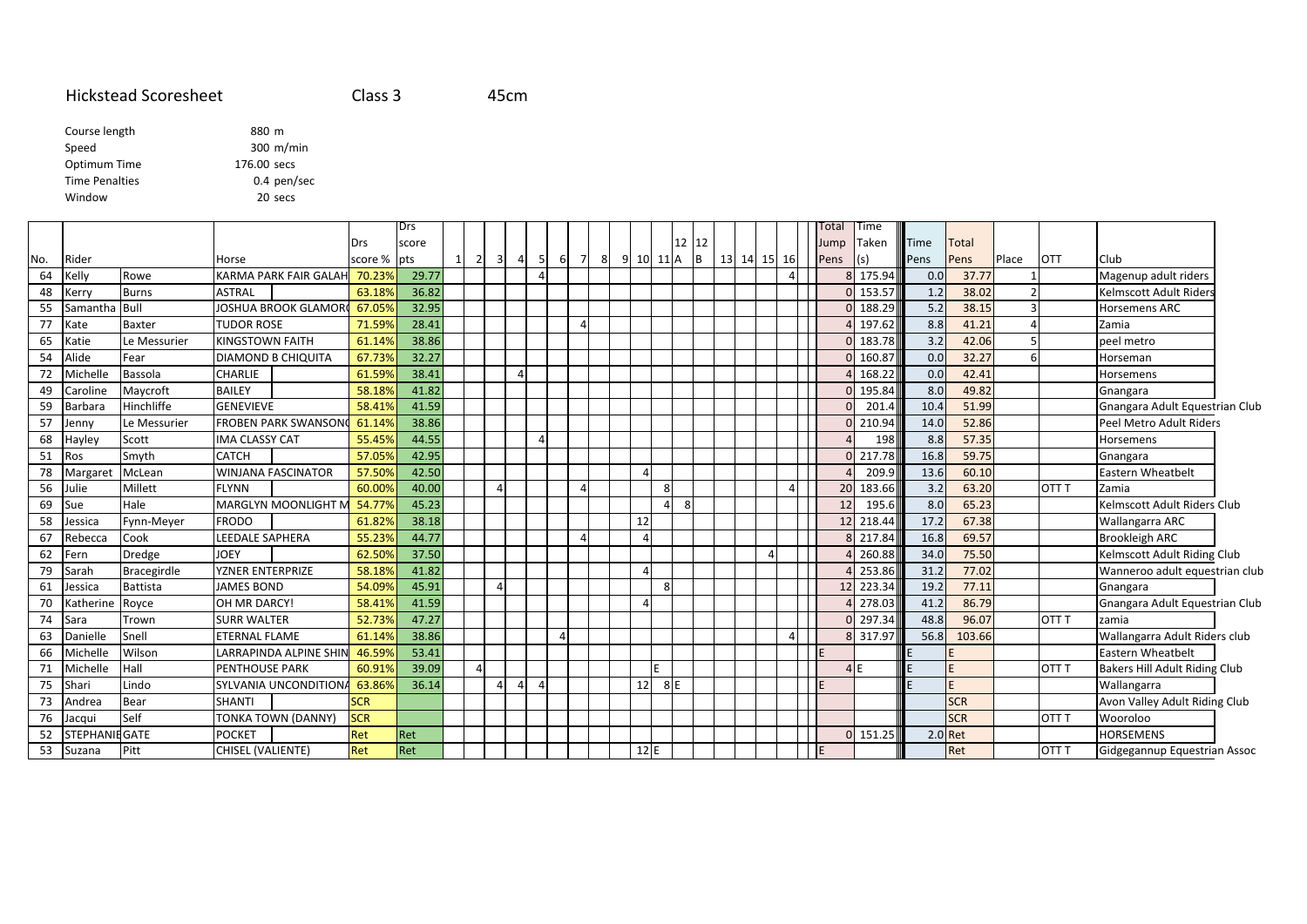# Hickstead Scoresheet

Class 3 45cm

| | |
|---|---|
| Course length | 880 m |
| Speed | 300 m/min |
| Optimum Time | 176.00 secs |
| Time Penalties | 0.4 pen/sec |
| Window | 20 secs |

| No. | Rider | | Horse | Drs score % | Drs score pts | 1 | 2 | 3 | 4 | 5 | 6 | 7 | 8 | 9 | 10 | 11 | 12 A | 12 B | 13 | 14 | 15 | 16 | | Total Jump Pens | Time Taken (s) | Time Pens | Total Pens | Place | OTT | Club |
|---|---|---|---|---|---|---|---|---|---|---|---|---|---|---|---|---|---|---|---|---|---|---|---|---|---|---|---|---|---|---|
| 64 | Kelly | Rowe | KARMA PARK FAIR GALAH | 70.23% | 29.77 | | | | | 4 | | | | | | | | | | | | 4 | | 8 | 175.94 | 0.0 | 37.77 | 1 | | Magenup adult riders |
| 48 | Kerry | Burns | ASTRAL | 63.18% | 36.82 | | | | | | | | | | | | | | | | | | | 0 | 153.57 | 1.2 | 38.02 | 2 | | Kelmscott Adult Riders |
| 55 | Samantha | Bull | JOSHUA BROOK GLAMOR | 67.05% | 32.95 | | | | | | | | | | | | | | | | | | | 0 | 188.29 | 5.2 | 38.15 | 3 | | Horsemens ARC |
| 77 | Kate | Baxter | TUDOR ROSE | 71.59% | 28.41 | | | | | | | 4 | | | | | | | | | | | | 4 | 197.62 | 8.8 | 41.21 | 4 | | Zamia |
| 65 | Katie | Le Messurier | KINGSTOWN FAITH | 61.14% | 38.86 | | | | | | | | | | | | | | | | | | | 0 | 183.78 | 3.2 | 42.06 | 5 | | peel metro |
| 54 | Alide | Fear | DIAMOND B CHIQUITA | 67.73% | 32.27 | | | | | | | | | | | | | | | | | | | 0 | 160.87 | 0.0 | 32.27 | 6 | | Horseman |
| 72 | Michelle | Bassola | CHARLIE | 61.59% | 38.41 | | | | 4 | | | | | | | | | | | | | | | 4 | 168.22 | 0.0 | 42.41 | | | Horsemens |
| 49 | Caroline | Maycroft | BAILEY | 58.18% | 41.82 | | | | | | | | | | | | | | | | | | | 0 | 195.84 | 8.0 | 49.82 | | | Gnangara |
| 59 | Barbara | Hinchliffe | GENEVIEVE | 58.41% | 41.59 | | | | | | | | | | | | | | | | | | | 0 | 201.4 | 10.4 | 51.99 | | | Gnangara Adult Equestrian Club |
| 57 | Jenny | Le Messurier | FROBEN PARK SWANSON | 61.14% | 38.86 | | | | | | | | | | | | | | | | | | | 0 | 210.94 | 14.0 | 52.86 | | | Peel Metro Adult Riders |
| 68 | Hayley | Scott | IMA CLASSY CAT | 55.45% | 44.55 | | | | | 4 | | | | | | | | | | | | | | 4 | 198 | 8.8 | 57.35 | | | Horsemens |
| 51 | Ros | Smyth | CATCH | 57.05% | 42.95 | | | | | | | | | | | | | | | | | | | 0 | 217.78 | 16.8 | 59.75 | | | Gnangara |
| 78 | Margaret | McLean | WINJANA FASCINATOR | 57.50% | 42.50 | | | | | | | | | | 4 | | | | | | | | | 4 | 209.9 | 13.6 | 60.10 | | | Eastern Wheatbelt |
| 56 | Julie | Millett | FLYNN | 60.00% | 40.00 | | | 4 | | | | 4 | | | | 8 | | | | | | 4 | | 20 | 183.66 | 3.2 | 63.20 | | OTT T | Zamia |
| 69 | Sue | Hale | MARGLYN MOONLIGHT M | 54.77% | 45.23 | | | | | | | | | | | 4 | 8 | | | | | | | 12 | 195.6 | 8.0 | 65.23 | | | Kelmscott Adult Riders Club |
| 58 | Jessica | Fynn-Meyer | FRODO | 61.82% | 38.18 | | | | | | | | | | 12 | | | | | | | | | 12 | 218.44 | 17.2 | 67.38 | | | Wallangarra ARC |
| 67 | Rebecca | Cook | LEEDALE SAPHERA | 55.23% | 44.77 | | | | | | | 4 | | | 4 | | | | | | | | | 8 | 217.84 | 16.8 | 69.57 | | | Brookleigh ARC |
| 62 | Fern | Dredge | JOEY | 62.50% | 37.50 | | | | | | | | | | | | | | | | 4 | | | 4 | 260.88 | 34.0 | 75.50 | | | Kelmscott Adult Riding Club |
| 79 | Sarah | Bracegirdle | YZNER ENTERPRIZE | 58.18% | 41.82 | | | | | | | | | | 4 | | | | | | | | | 4 | 253.86 | 31.2 | 77.02 | | | Wanneroo adult equestrian club |
| 61 | Jessica | Battista | JAMES BOND | 54.09% | 45.91 | | | 4 | | | | | | | | 8 | | | | | | | | 12 | 223.34 | 19.2 | 77.11 | | | Gnangara |
| 70 | Katherine | Royce | OH MR DARCY! | 58.41% | 41.59 | | | | | | | | | | 4 | | | | | | | | | 4 | 278.03 | 41.2 | 86.79 | | | Gnangara Adult Equestrian Club |
| 74 | Sara | Trown | SURR WALTER | 52.73% | 47.27 | | | | | | | | | | | | | | | | | | | 0 | 297.34 | 48.8 | 96.07 | | OTT T | zamia |
| 63 | Danielle | Snell | ETERNAL FLAME | 61.14% | 38.86 | | | | | | 4 | | | | | | | | | | | 4 | | 8 | 317.97 | 56.8 | 103.66 | | | Wallangarra Adult Riders club |
| 66 | Michelle | Wilson | LARRAPINDA ALPINE SHIN | 46.59% | 53.41 | | | | | | | | | | | | | | | | | | | E | | E | E | | | Eastern Wheatbelt |
| 71 | Michelle | Hall | PENTHOUSE PARK | 60.91% | 39.09 | | 4 | | | | | | | | | E | | | | | | | | 4 | E | E | E | | OTT T | Bakers Hill Adult Riding Club |
| 75 | Shari | Lindo | SYLVANIA UNCONDITIONA | 63.86% | 36.14 | | | 4 | 4 | 4 | | | | | 12 | 8 | E | | | | | | | E | | E | E | | | Wallangarra |
| 73 | Andrea | Bear | SHANTI | SCR | | | | | | | | | | | | | | | | | | | | | | | SCR | | | Avon Valley Adult Riding Club |
| 76 | Jacqui | Self | TONKA TOWN (DANNY) | SCR | | | | | | | | | | | | | | | | | | | | | | | SCR | | OTT T | Wooroloo |
| 52 | STEPHANIE | GATE | POCKET | Ret | Ret | | | | | | | | | | | | | | | | | | | 0 | 151.25 | 2.0 | Ret | | | HORSEMENS |
| 53 | Suzana | Pitt | CHISEL (VALIENTE) | Ret | Ret | | | | | | | | | | 12 | E | | | | | | | | E | | | Ret | | OTT T | Gidgegannup Equestrian Assoc |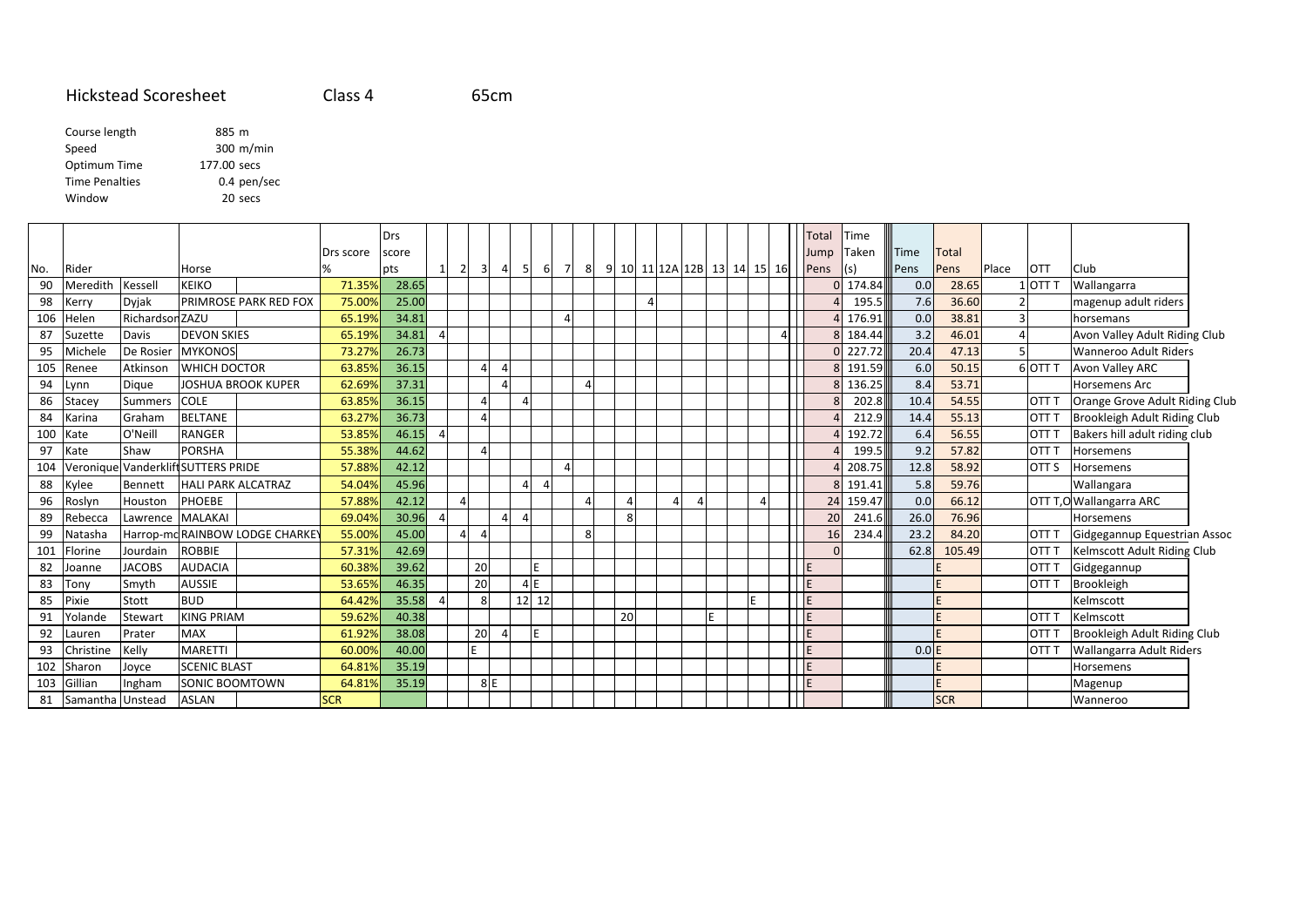# Hickstead Scoresheet

Class 4 65cm

| | |
|---|---|
| Course length | 885 m |
| Speed | 300 m/min |
| Optimum Time | 177.00 secs |
| Time Penalties | 0.4 pen/sec |
| Window | 20 secs |

| No. | Rider | | Horse | Drs score % | Drs score pts | 1 | 2 | 3 | 4 | 5 | 6 | 7 | 8 | 9 | 10 | 11 | 12A | 12B | 13 | 14 | 15 | 16 | Total Jump Pens | Time Taken (s) | Time Pens | Total Pens | Place | OTT | Club |
|---|---|---|---|---|---|---|---|---|---|---|---|---|---|---|---|---|---|---|---|---|---|---|---|---|---|---|---|---|---|
| 90 | Meredith | Kessell | KEIKO | 71.35% | 28.65 | | | | | | | | | | | | | | | | | | 0 | 174.84 | 0.0 | 28.65 | 1 | OTT T | Wallangarra |
| 98 | Kerry | Dyjak | PRIMROSE PARK RED FOX | 75.00% | 25.00 | | | | | | | | | | | 4 | | | | | | | 4 | 195.5 | 7.6 | 36.60 | 2 | | magenup adult riders |
| 106 | Helen | Richardson | ZAZU | 65.19% | 34.81 | | | | | | | 4 | | | | | | | | | | | 4 | 176.91 | 0.0 | 38.81 | 3 | | horsemans |
| 87 | Suzette | Davis | DEVON SKIES | 65.19% | 34.81 | 4 | | | | | | | | | | | | | | | | 4 | 8 | 184.44 | 3.2 | 46.01 | 4 | | Avon Valley Adult Riding Club |
| 95 | Michele | De Rosier | MYKONOS | 73.27% | 26.73 | | | | | | | | | | | | | | | | | | 0 | 227.72 | 20.4 | 47.13 | 5 | | Wanneroo Adult Riders |
| 105 | Renee | Atkinson | WHICH DOCTOR | 63.85% | 36.15 | | | 4 | 4 | | | | | | | | | | | | | | 8 | 191.59 | 6.0 | 50.15 | 6 | OTT T | Avon Valley ARC |
| 94 | Lynn | Dique | JOSHUA BROOK KUPER | 62.69% | 37.31 | | | | 4 | | | | 4 | | | | | | | | | | 8 | 136.25 | 8.4 | 53.71 | | | Horsemens Arc |
| 86 | Stacey | Summers | COLE | 63.85% | 36.15 | | | 4 | | 4 | | | | | | | | | | | | | 8 | 202.8 | 10.4 | 54.55 | | OTT T | Orange Grove Adult Riding Club |
| 84 | Karina | Graham | BELTANE | 63.27% | 36.73 | | | 4 | | | | | | | | | | | | | | | 4 | 212.9 | 14.4 | 55.13 | | OTT T | Brookleigh Adult Riding Club |
| 100 | Kate | O'Neill | RANGER | 53.85% | 46.15 | 4 | | | | | | | | | | | | | | | | | 4 | 192.72 | 6.4 | 56.55 | | OTT T | Bakers hill adult riding club |
| 97 | Kate | Shaw | PORSHA | 55.38% | 44.62 | | | 4 | | | | | | | | | | | | | | | 4 | 199.5 | 9.2 | 57.82 | | OTT T | Horsemens |
| 104 | Veronique | Vanderklift | SUTTERS PRIDE | 57.88% | 42.12 | | | | | | | 4 | | | | | | | | | | | 4 | 208.75 | 12.8 | 58.92 | | OTT S | Horsemens |
| 88 | Kylee | Bennett | HALI PARK ALCATRAZ | 54.04% | 45.96 | | | | | 4 | 4 | | | | | | | | | | | | 8 | 191.41 | 5.8 | 59.76 | | | Wallangara |
| 96 | Roslyn | Houston | PHOEBE | 57.88% | 42.12 | | 4 | | | | | | 4 | | 4 | | 4 | 4 | | | 4 | | 24 | 159.47 | 0.0 | 66.12 | | OTT T,O | Wallangarra ARC |
| 89 | Rebecca | Lawrence | MALAKAI | 69.04% | 30.96 | 4 | | | 4 | 4 | | | | | 8 | | | | | | | | 20 | 241.6 | 26.0 | 76.96 | | | Horsemens |
| 99 | Natasha | Harrop-mc | RAINBOW LODGE CHARKEY | 55.00% | 45.00 | | 4 | 4 | | | | 8 | | | | | | | | | | | 16 | 234.4 | 23.2 | 84.20 | | OTT T | Gidgegannup Equestrian Assoc |
| 101 | Florine | Jourdain | ROBBIE | 57.31% | 42.69 | | | | | | | | | | | | | | | | | | 0 | | 62.8 | 105.49 | | OTT T | Kelmscott Adult Riding Club |
| 82 | Joanne | JACOBS | AUDACIA | 60.38% | 39.62 | | | 20 | | | E | | | | | | | | | | | | E | | | E | | OTT T | Gidgegannup |
| 83 | Tony | Smyth | AUSSIE | 53.65% | 46.35 | | | 20 | | 4 | E | | | | | | | | | | | | E | | | E | | OTT T | Brookleigh |
| 85 | Pixie | Stott | BUD | 64.42% | 35.58 | 4 | | 8 | | 12 | 12 | | | | | | | | | | E | | E | | | E | | | Kelmscott |
| 91 | Yolande | Stewart | KING PRIAM | 59.62% | 40.38 | | | | | | | | | | 20 | | | | E | | | | E | | | E | | OTT T | Kelmscott |
| 92 | Lauren | Prater | MAX | 61.92% | 38.08 | | | 20 | 4 | | E | | | | | | | | | | | | E | | | E | | OTT T | Brookleigh Adult Riding Club |
| 93 | Christine | Kelly | MARETTI | 60.00% | 40.00 | | | E | | | | | | | | | | | | | | | E | | 0.0 | E | | OTT T | Wallangarra Adult Riders |
| 102 | Sharon | Joyce | SCENIC BLAST | 64.81% | 35.19 | | | | | | | | | | | | | | | | | | E | | | E | | | Horsemens |
| 103 | Gillian | Ingham | SONIC BOOMTOWN | 64.81% | 35.19 | | | 8 | E | | | | | | | | | | | | | | E | | | E | | | Magenup |
| 81 | Samantha | Unstead | ASLAN | SCR | | | | | | | | | | | | | | | | | | | | | | SCR | | | Wanneroo |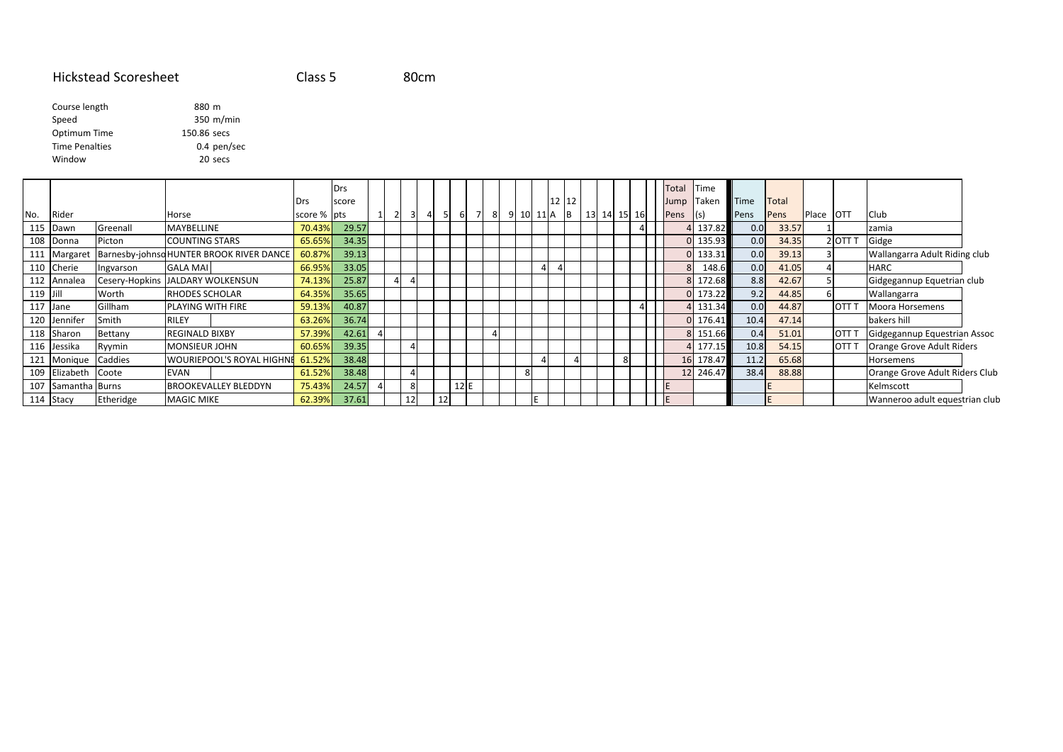# Hickstead Scoresheet

Class 5 &nbsp;&nbsp;&nbsp;&nbsp; 80cm

| | |
|---|---|
| Course length | 880 m |
| Speed | 350 m/min |
| Optimum Time | 150.86 secs |
| Time Penalties | 0.4 pen/sec |
| Window | 20 secs |

| No. | Rider | | Horse | Drs score % | Drs score pts | 1 | 2 | 3 | 4 | 5 | 6 | 7 | 8 | 9 | 10 | 11 | 12 A | 12 B | 13 | 14 | 15 | 16 | Total Jump Pens | Time Taken (s) | Time Pens | Total Pens | Place | OTT | Club |
|---|---|---|---|---|---|---|---|---|---|---|---|---|---|---|---|---|---|---|---|---|---|---|---|---|---|---|---|---|---|
| 115 | Dawn | Greenall | MAYBELLINE | 70.43% | 29.57 | | | | | | | | | | | | | | | | | 4 | 4 | 137.82 | 0.0 | 33.57 | 1 | | zamia |
| 108 | Donna | Picton | COUNTING STARS | 65.65% | 34.35 | | | | | | | | | | | | | | | | | | 0 | 135.93 | 0.0 | 34.35 | 2 | OTT T | Gidge |
| 111 | Margaret | Barnesby-johnso | HUNTER BROOK RIVER DANCE | 60.87% | 39.13 | | | | | | | | | | | | | | | | | | 0 | 133.31 | 0.0 | 39.13 | 3 | | Wallangarra Adult Riding club |
| 110 | Cherie | Ingvarson | GALA MAI | 66.95% | 33.05 | | | | | | | | | | | 4 | 4 | | | | | | 8 | 148.6 | 0.0 | 41.05 | 4 | | HARC |
| 112 | Annalea | Cesery-Hopkins | JALDARY WOLKENSUN | 74.13% | 25.87 | | 4 | 4 | | | | | | | | | | | | | | | 8 | 172.68 | 8.8 | 42.67 | 5 | | Gidgegannup Equetrian club |
| 119 | Jill | Worth | RHODES SCHOLAR | 64.35% | 35.65 | | | | | | | | | | | | | | | | | | 0 | 173.22 | 9.2 | 44.85 | 6 | | Wallangarra |
| 117 | Jane | Gillham | PLAYING WITH FIRE | 59.13% | 40.87 | | | | | | | | | | | | | | | | | 4 | 4 | 131.34 | 0.0 | 44.87 | | OTT T | Moora Horsemens |
| 120 | Jennifer | Smith | RILEY | 63.26% | 36.74 | | | | | | | | | | | | | | | | | | 0 | 176.41 | 10.4 | 47.14 | | | bakers hill |
| 118 | Sharon | Bettany | REGINALD BIXBY | 57.39% | 42.61 | 4 | | | | | | | 4 | | | | | | | | | | 8 | 151.66 | 0.4 | 51.01 | | OTT T | Gidgegannup Equestrian Assoc |
| 116 | Jessika | Ryymin | MONSIEUR JOHN | 60.65% | 39.35 | | | 4 | | | | | | | | | | | | | | | 4 | 177.15 | 10.8 | 54.15 | | OTT T | Orange Grove Adult Riders |
| 121 | Monique | Caddies | WOURIEPOOL'S ROYAL HIGHNE | 61.52% | 38.48 | | | | | | | | | | | 4 | | 4 | | | 8 | | 16 | 178.47 | 11.2 | 65.68 | | | Horsemens |
| 109 | Elizabeth | Coote | EVAN | 61.52% | 38.48 | | | 4 | | | | | | | 8 | | | | | | | | 12 | 246.47 | 38.4 | 88.88 | | | Orange Grove Adult Riders Club |
| 107 | Samantha | Burns | BROOKEVALLEY BLEDDYN | 75.43% | 24.57 | 4 | | 8 | | | 12 | E | | | | | | | | | | | E | | | E | | | Kelmscott |
| 114 | Stacy | Etheridge | MAGIC MIKE | 62.39% | 37.61 | | | 12 | | 12 | | | | | | E | | | | | | | E | | | E | | | Wanneroo adult equestrian club |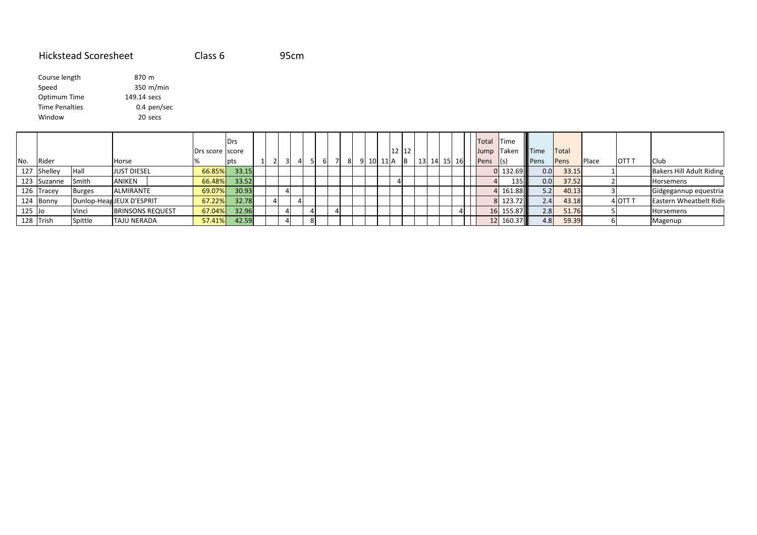# Hickstead Scoresheet

Class 6 95cm

| | |
|---|---|
| Course length | 870 m |
| Speed | 350 m/min |
| Optimum Time | 149.14 secs |
| Time Penalties | 0.4 pen/sec |
| Window | 20 secs |

| No. | Rider | | Horse | Drs score % | Drs score pts | 1 | 2 | 3 | 4 | 5 | 6 | 7 | 8 | 9 | 10 | 11 | 12 A | 12 B | 13 | 14 | 15 | 16 | Total Jump Pens | Time Taken (s) | Time Pens | Total Pens | Place | OTT T | Club |
|---|---|---|---|---|---|---|---|---|---|---|---|---|---|---|---|---|---|---|---|---|---|---|---|---|---|---|---|---|---|
| 127 | Shelley | Hall | JUST DIESEL | 66.85% | 33.15 | | | | | | | | | | | | | | | | | | 0 | 132.69 | 0.0 | 33.15 | 1 | | Bakers Hill Adult Riding |
| 123 | Suzanne | Smith | ANIKEN | 66.48% | 33.52 | | | | | | | | | | | | 4 | | | | | | 4 | 135 | 0.0 | 37.52 | 2 | | Horsemens |
| 126 | Tracey | Burges | ALMIRANTE | 69.07% | 30.93 | | | 4 | | | | | | | | | | | | | | | 4 | 161.88 | 5.2 | 40.13 | 3 | | Gidgegannup equestria |
| 124 | Bonny | Dunlop-Heag | JEUX D'ESPRIT | 67.22% | 32.78 | | 4 | | 4 | | | | | | | | | | | | | | 8 | 123.72 | 2.4 | 43.18 | 4 | OTT T | Eastern Wheatbelt Ridi |
| 125 | Jo | Vinci | BRINSONS REQUEST | 67.04% | 32.96 | | | 4 | | 4 | | 4 | | | | | | | | | | 4 | 16 | 155.87 | 2.8 | 51.76 | 5 | | Horsemens |
| 128 | Trish | Spittle | TAJU NERADA | 57.41% | 42.59 | | | 4 | | 8 | | | | | | | | | | | | | 12 | 160.37 | 4.8 | 59.39 | 6 | | Magenup |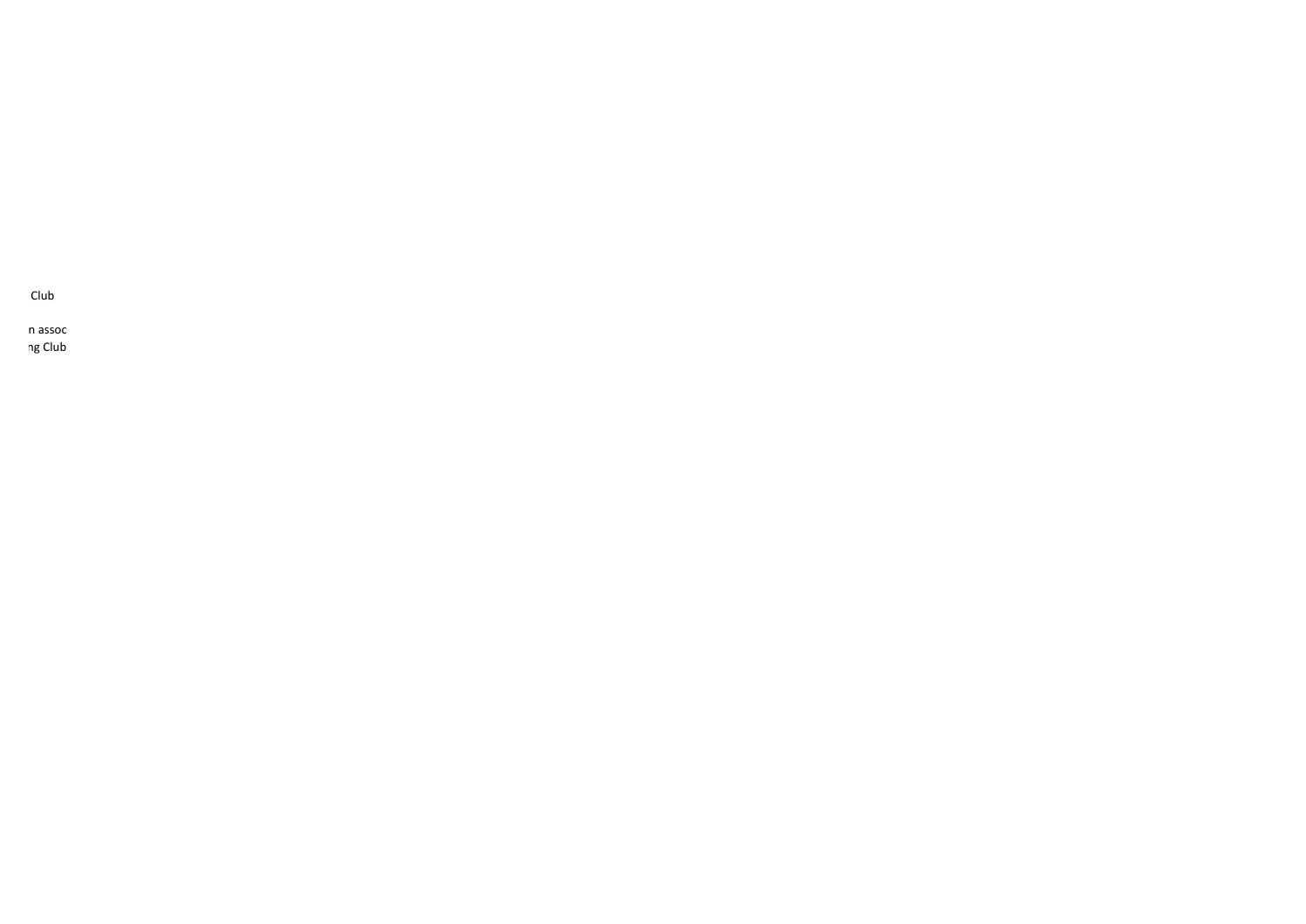Club

n assoc
ng Club